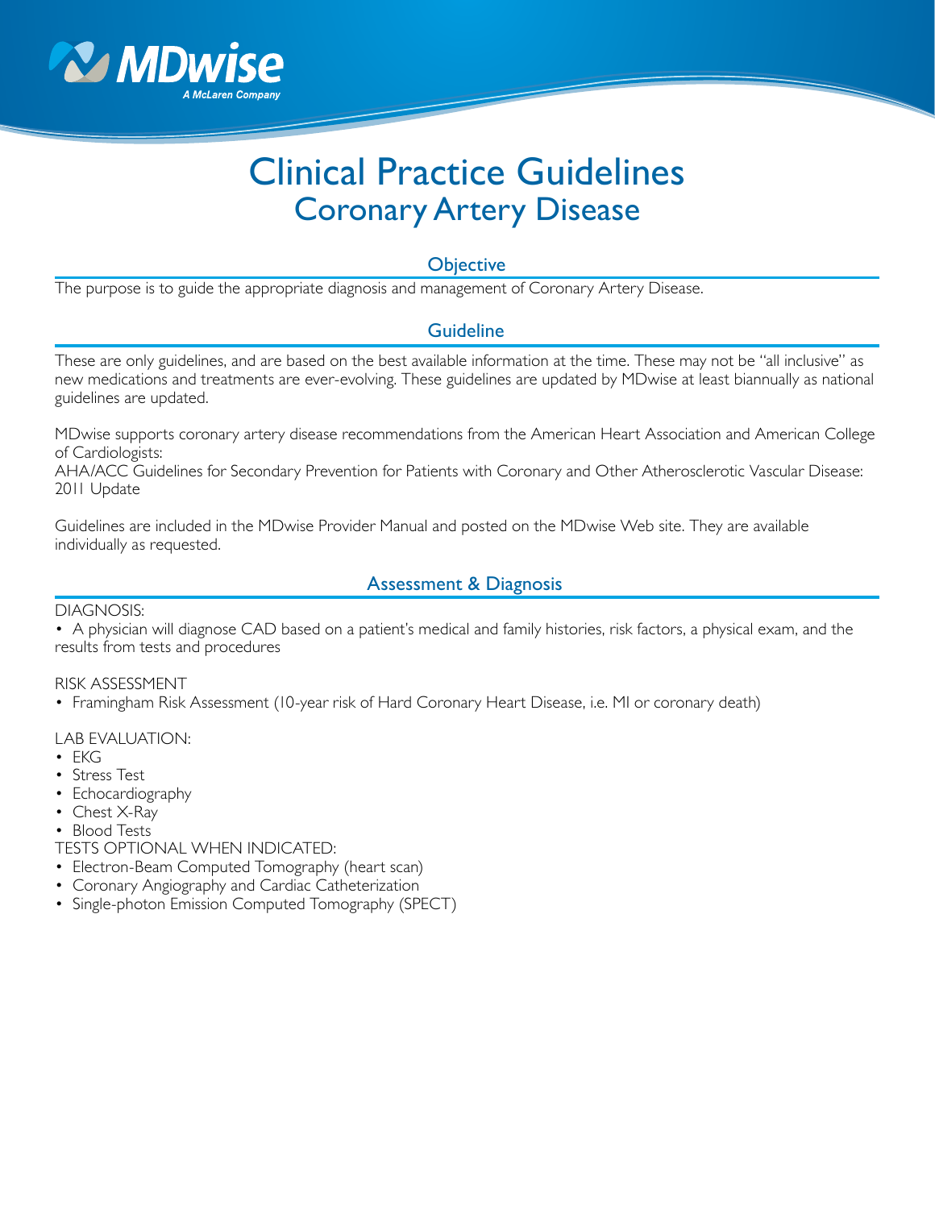# Clinical Practice Guidelines
## Coronary Artery Disease

### Objective

The purpose is to guide the appropriate diagnosis and management of Coronary Artery Disease.

### Guideline

These are only guidelines, and are based on the best available information at the time. These may not be "all inclusive" as new medications and treatments are ever-evolving. These guidelines are updated by MDwise at least biannually as national guidelines are updated.

MDwise supports coronary artery disease recommendations from the American Heart Association and American College of Cardiologists:
AHA/ACC Guidelines for Secondary Prevention for Patients with Coronary and Other Atherosclerotic Vascular Disease: 2011 Update

Guidelines are included in the MDwise Provider Manual and posted on the MDwise Web site. They are available individually as requested.

### Assessment & Diagnosis

DIAGNOSIS:

- A physician will diagnose CAD based on a patient's medical and family histories, risk factors, a physical exam, and the results from tests and procedures

RISK ASSESSMENT

- Framingham Risk Assessment (10-year risk of Hard Coronary Heart Disease, i.e. MI or coronary death)

LAB EVALUATION:

- EKG
- Stress Test
- Echocardiography
- Chest X-Ray
- Blood Tests

TESTS OPTIONAL WHEN INDICATED:

- Electron-Beam Computed Tomography (heart scan)
- Coronary Angiography and Cardiac Catheterization
- Single-photon Emission Computed Tomography (SPECT)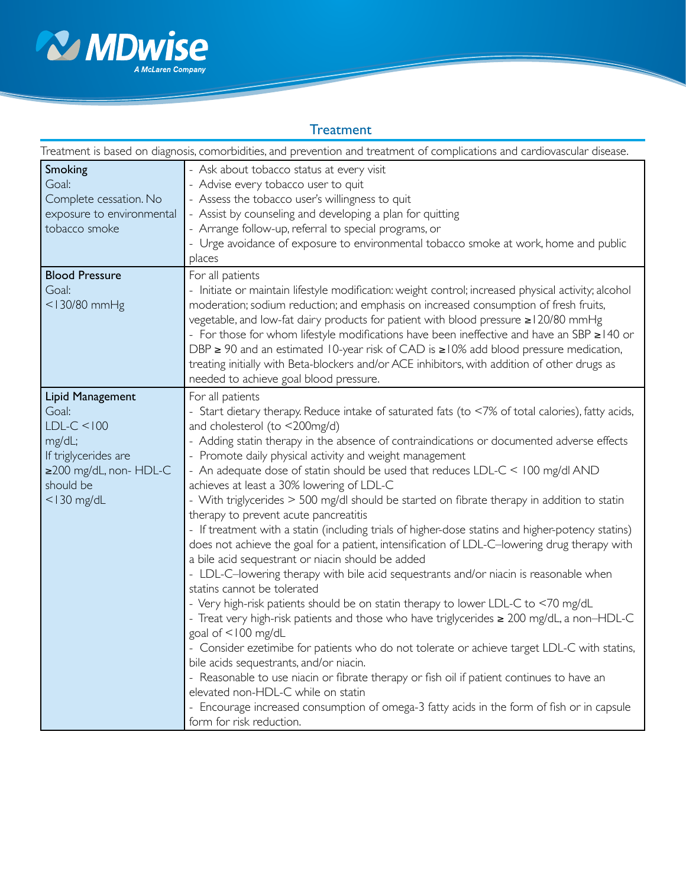## Treatment

Treatment is based on diagnosis, comorbidities, and prevention and treatment of complications and cardiovascular disease.

| | |
|---|---|
| **Smoking**<br>Goal:<br>Complete cessation. No exposure to environmental tobacco smoke | - Ask about tobacco status at every visit<br>- Advise every tobacco user to quit<br>- Assess the tobacco user's willingness to quit<br>- Assist by counseling and developing a plan for quitting<br>- Arrange follow-up, referral to special programs, or<br>- Urge avoidance of exposure to environmental tobacco smoke at work, home and public places |
| **Blood Pressure**<br>Goal:<br><130/80 mmHg | For all patients<br>- Initiate or maintain lifestyle modification: weight control; increased physical activity; alcohol moderation; sodium reduction; and emphasis on increased consumption of fresh fruits, vegetable, and low-fat dairy products for patient with blood pressure ≥120/80 mmHg<br>- For those for whom lifestyle modifications have been ineffective and have an SBP ≥140 or DBP ≥ 90 and an estimated 10-year risk of CAD is ≥10% add blood pressure medication, treating initially with Beta-blockers and/or ACE inhibitors, with addition of other drugs as needed to achieve goal blood pressure. |
| **Lipid Management**<br>Goal:<br>LDL-C <100 mg/dL;<br>If triglycerides are ≥200 mg/dL, non- HDL-C should be <130 mg/dL | For all patients<br>- Start dietary therapy. Reduce intake of saturated fats (to <7% of total calories), fatty acids, and cholesterol (to <200mg/d)<br>- Adding statin therapy in the absence of contraindications or documented adverse effects<br>- Promote daily physical activity and weight management<br>- An adequate dose of statin should be used that reduces LDL-C < 100 mg/dl AND achieves at least a 30% lowering of LDL-C<br>- With triglycerides > 500 mg/dl should be started on fibrate therapy in addition to statin therapy to prevent acute pancreatitis<br>- If treatment with a statin (including trials of higher-dose statins and higher-potency statins) does not achieve the goal for a patient, intensification of LDL-C–lowering drug therapy with a bile acid sequestrant or niacin should be added<br>- LDL-C–lowering therapy with bile acid sequestrants and/or niacin is reasonable when statins cannot be tolerated<br>- Very high-risk patients should be on statin therapy to lower LDL-C to <70 mg/dL<br>- Treat very high-risk patients and those who have triglycerides ≥ 200 mg/dL, a non–HDL-C goal of <100 mg/dL<br>- Consider ezetimibe for patients who do not tolerate or achieve target LDL-C with statins, bile acids sequestrants, and/or niacin.<br>- Reasonable to use niacin or fibrate therapy or fish oil if patient continues to have an elevated non-HDL-C while on statin<br>- Encourage increased consumption of omega-3 fatty acids in the form of fish or in capsule form for risk reduction. |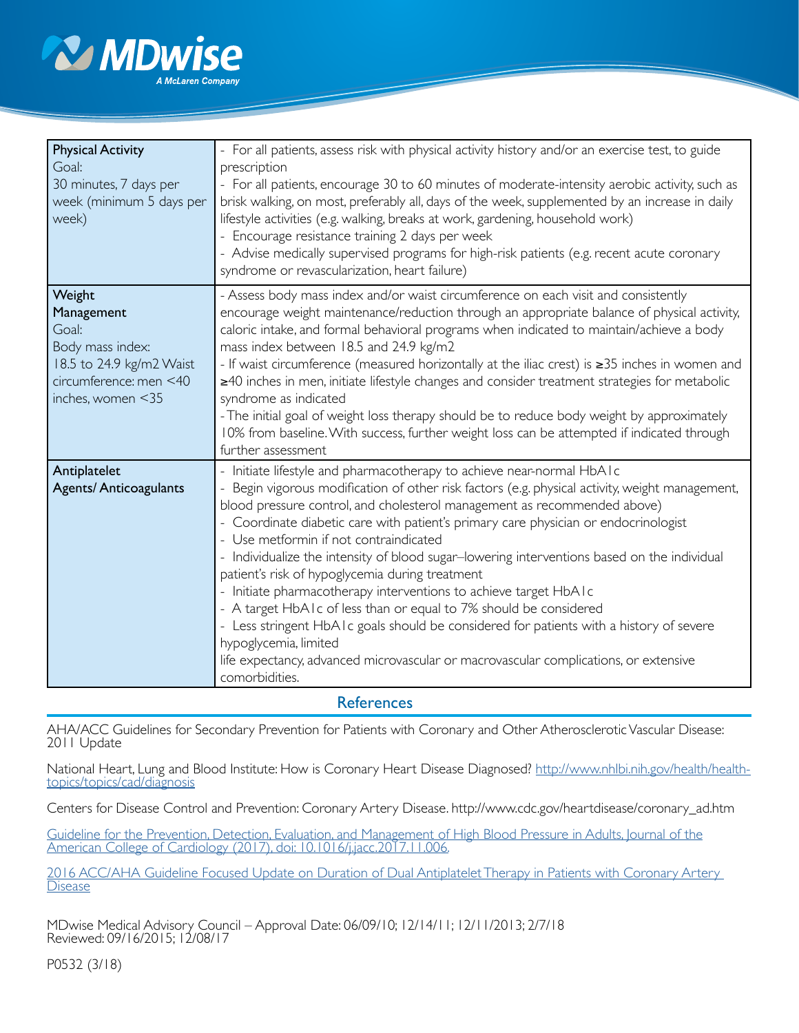| | |
|---|---|
| **Physical Activity**<br>Goal:<br>30 minutes, 7 days per week (minimum 5 days per week) | - For all patients, assess risk with physical activity history and/or an exercise test, to guide prescription<br>- For all patients, encourage 30 to 60 minutes of moderate-intensity aerobic activity, such as brisk walking, on most, preferably all, days of the week, supplemented by an increase in daily lifestyle activities (e.g. walking, breaks at work, gardening, household work)<br>- Encourage resistance training 2 days per week<br>- Advise medically supervised programs for high-risk patients (e.g. recent acute coronary syndrome or revascularization, heart failure) |
| **Weight Management**<br>Goal:<br>Body mass index:<br>18.5 to 24.9 kg/m2 Waist circumference: men <40 inches, women <35 | - Assess body mass index and/or waist circumference on each visit and consistently encourage weight maintenance/reduction through an appropriate balance of physical activity, caloric intake, and formal behavioral programs when indicated to maintain/achieve a body mass index between 18.5 and 24.9 kg/m2<br>- If waist circumference (measured horizontally at the iliac crest) is ≥35 inches in women and ≥40 inches in men, initiate lifestyle changes and consider treatment strategies for metabolic syndrome as indicated<br>- The initial goal of weight loss therapy should be to reduce body weight by approximately 10% from baseline. With success, further weight loss can be attempted if indicated through further assessment |
| **Antiplatelet Agents/ Anticoagulants** | - Initiate lifestyle and pharmacotherapy to achieve near-normal HbA1c<br>- Begin vigorous modification of other risk factors (e.g. physical activity, weight management, blood pressure control, and cholesterol management as recommended above)<br>- Coordinate diabetic care with patient's primary care physician or endocrinologist<br>- Use metformin if not contraindicated<br>- Individualize the intensity of blood sugar–lowering interventions based on the individual patient's risk of hypoglycemia during treatment<br>- Initiate pharmacotherapy interventions to achieve target HbA1c<br>- A target HbA1c of less than or equal to 7% should be considered<br>- Less stringent HbA1c goals should be considered for patients with a history of severe hypoglycemia, limited<br>life expectancy, advanced microvascular or macrovascular complications, or extensive comorbidities. |

## References

AHA/ACC Guidelines for Secondary Prevention for Patients with Coronary and Other Atherosclerotic Vascular Disease: 2011 Update

National Heart, Lung and Blood Institute: How is Coronary Heart Disease Diagnosed? http://www.nhlbi.nih.gov/health/health-topics/topics/cad/diagnosis

Centers for Disease Control and Prevention: Coronary Artery Disease. http://www.cdc.gov/heartdisease/coronary_ad.htm

Guideline for the Prevention, Detection, Evaluation, and Management of High Blood Pressure in Adults, Journal of the American College of Cardiology (2017), doi: 10.1016/j.jacc.2017.11.006.

2016 ACC/AHA Guideline Focused Update on Duration of Dual Antiplatelet Therapy in Patients with Coronary Artery Disease

MDwise Medical Advisory Council – Approval Date: 06/09/10; 12/14/11; 12/11/2013; 2/7/18
Reviewed: 09/16/2015; 12/08/17

P0532 (3/18)